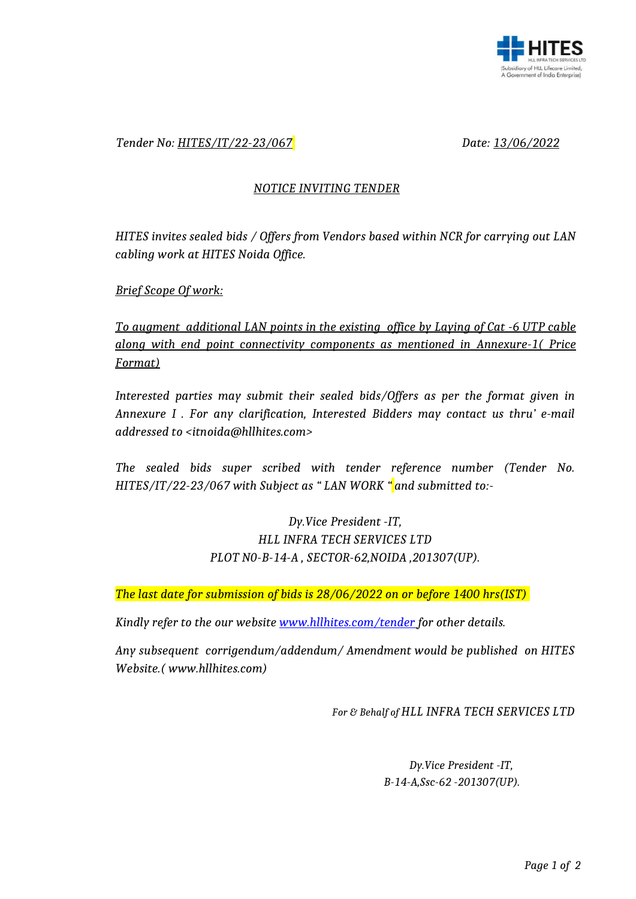*Tender No: HITES/IT/22-23/067* *Date: 13/06/2022*

## *NOTICE INVITING TENDER*

*HITES invites sealed bids / Offers from Vendors based within NCR for carrying out LAN cabling work at HITES Noida Office.*

*Brief Scope Of work:*

*To augment additional LAN points in the existing office by Laying of Cat -6 UTP cable along with end point connectivity components as mentioned in Annexure-1( Price Format)*

*Interested parties may submit their sealed bids/Offers as per the format given in Annexure I . For any clarification, Interested Bidders may contact us thru' e-mail addressed to <itnoida@hllhites.com>*

*The sealed bids super scribed with tender reference number (Tender No. HITES/IT/22-23/067 with Subject as " LAN WORK " and submitted to:-*

*Dy.Vice President -IT,*
*HLL INFRA TECH SERVICES LTD*
*PLOT N0-B-14-A , SECTOR-62,NOIDA ,201307(UP).*

*The last date for submission of bids is 28/06/2022 on or before 1400 hrs(IST)*

*Kindly refer to the our website www.hllhites.com/tender for other details.*

*Any subsequent corrigendum/addendum/ Amendment would be published on HITES Website.( www.hllhites.com)*

*For & Behalf of HLL INFRA TECH SERVICES LTD*

*Dy.Vice President -IT,*
*B-14-A,Ssc-62 -201307(UP).*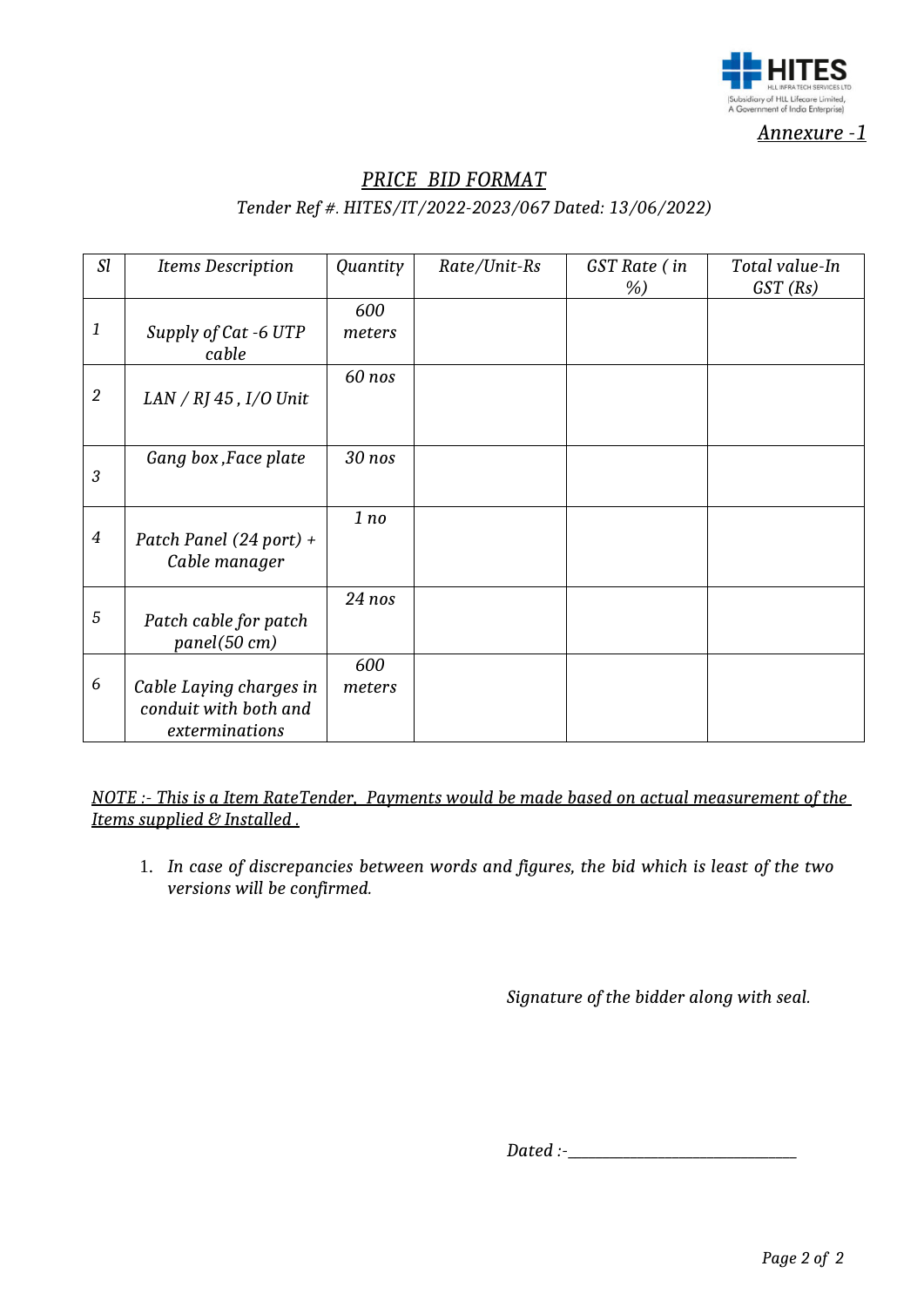HITES
HLL INFRA TECH SERVICES LTD
(Subsidiary of HLL Lifecare Limited, A Government of India Enterprise)

*Annexure -1*

## *PRICE BID FORMAT*

*Tender Ref #. HITES/IT/2022-2023/067 Dated: 13/06/2022)*

| *Sl* | *Items Description* | *Quantity* | *Rate/Unit-Rs* | *GST Rate ( in %)* | *Total value-In GST (Rs)* |
|---|---|---|---|---|---|
| *1* | *Supply of Cat -6 UTP cable* | *600 meters* | | | |
| *2* | *LAN / RJ 45 , I/O Unit* | *60 nos* | | | |
| *3* | *Gang box ,Face plate* | *30 nos* | | | |
| *4* | *Patch Panel (24 port) + Cable manager* | *1 no* | | | |
| *5* | *Patch cable for patch panel(50 cm)* | *24 nos* | | | |
| *6* | *Cable Laying charges in conduit with both and exterminations* | *600 meters* | | | |

*NOTE :- This is a Item RateTender, Payments would be made based on actual measurement of the Items supplied & Installed .*

1. *In case of discrepancies between words and figures, the bid which is least of the two versions will be confirmed.*

*Signature of the bidder along with seal.*

*Dated :-*______________________________